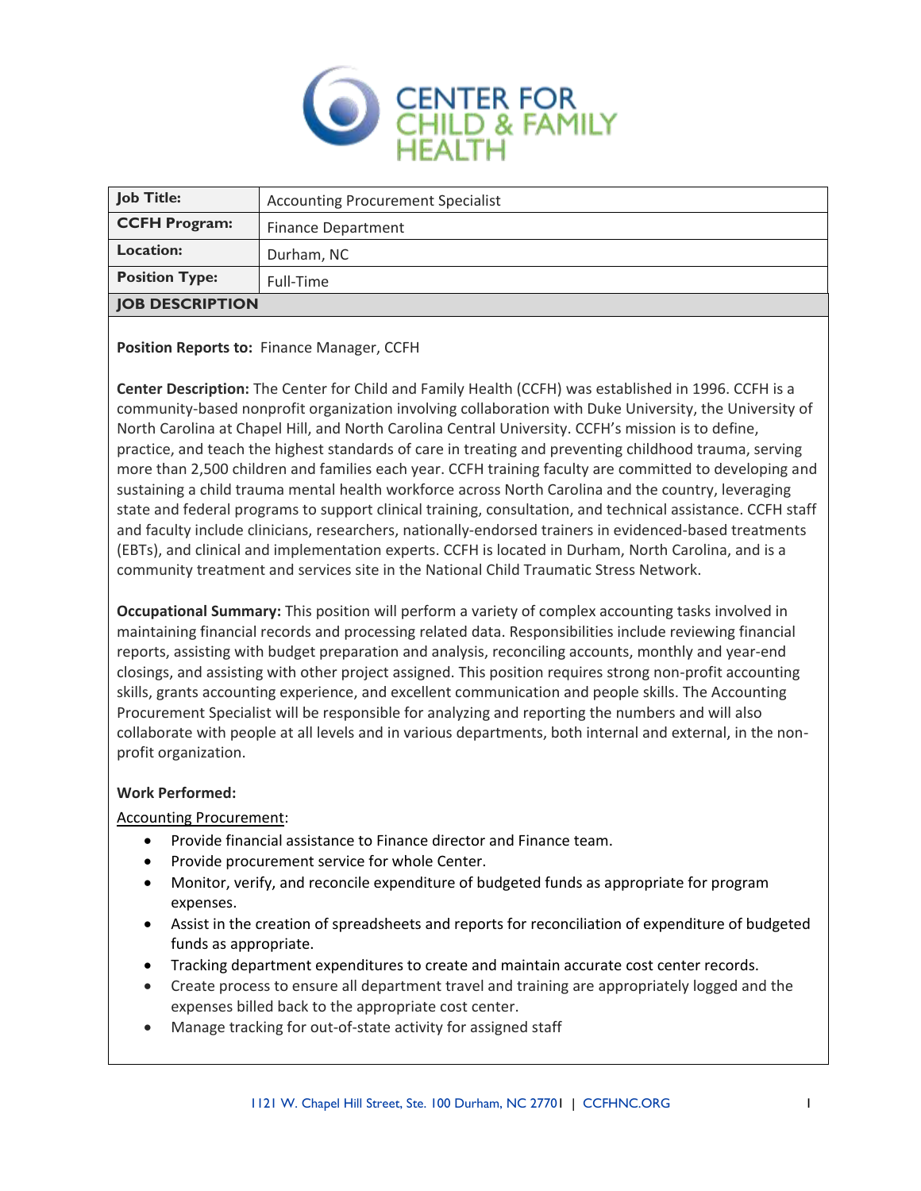# CENTER FOR CHILD & FAMILY HEALTH

| Job Title: | Accounting Procurement Specialist |
|---|---|
| CCFH Program: | Finance Department |
| Location: | Durham, NC |
| Position Type: | Full-Time |

## JOB DESCRIPTION

**Position Reports to:** Finance Manager, CCFH

**Center Description:** The Center for Child and Family Health (CCFH) was established in 1996. CCFH is a community-based nonprofit organization involving collaboration with Duke University, the University of North Carolina at Chapel Hill, and North Carolina Central University. CCFH's mission is to define, practice, and teach the highest standards of care in treating and preventing childhood trauma, serving more than 2,500 children and families each year. CCFH training faculty are committed to developing and sustaining a child trauma mental health workforce across North Carolina and the country, leveraging state and federal programs to support clinical training, consultation, and technical assistance. CCFH staff and faculty include clinicians, researchers, nationally-endorsed trainers in evidenced-based treatments (EBTs), and clinical and implementation experts. CCFH is located in Durham, North Carolina, and is a community treatment and services site in the National Child Traumatic Stress Network.

**Occupational Summary:** This position will perform a variety of complex accounting tasks involved in maintaining financial records and processing related data. Responsibilities include reviewing financial reports, assisting with budget preparation and analysis, reconciling accounts, monthly and year-end closings, and assisting with other project assigned. This position requires strong non-profit accounting skills, grants accounting experience, and excellent communication and people skills. The Accounting Procurement Specialist will be responsible for analyzing and reporting the numbers and will also collaborate with people at all levels and in various departments, both internal and external, in the non-profit organization.

**Work Performed:**

Accounting Procurement:

- Provide financial assistance to Finance director and Finance team.
- Provide procurement service for whole Center.
- Monitor, verify, and reconcile expenditure of budgeted funds as appropriate for program expenses.
- Assist in the creation of spreadsheets and reports for reconciliation of expenditure of budgeted funds as appropriate.
- Tracking department expenditures to create and maintain accurate cost center records.
- Create process to ensure all department travel and training are appropriately logged and the expenses billed back to the appropriate cost center.
- Manage tracking for out-of-state activity for assigned staff

1121 W. Chapel Hill Street, Ste. 100 Durham, NC 27701 | CCFHNC.ORG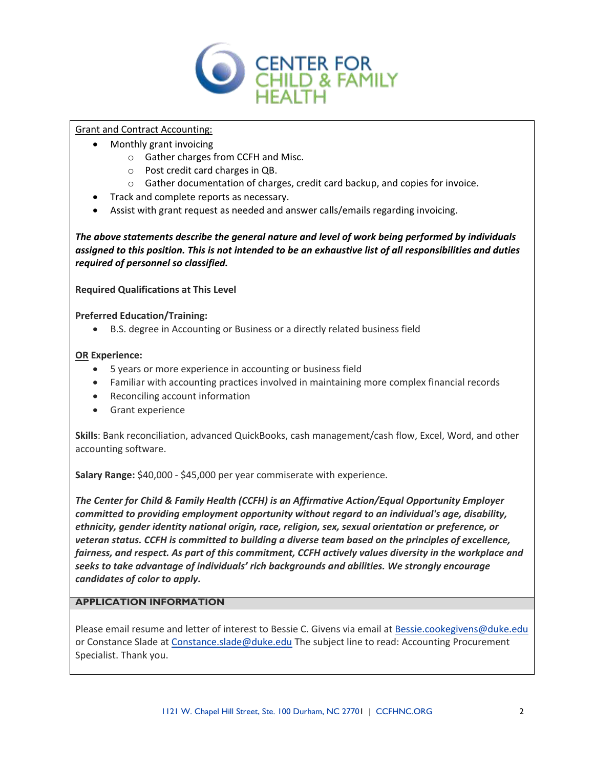Grant and Contract Accounting:

- Monthly grant invoicing
  - Gather charges from CCFH and Misc.
  - Post credit card charges in QB.
  - Gather documentation of charges, credit card backup, and copies for invoice.
- Track and complete reports as necessary.
- Assist with grant request as needed and answer calls/emails regarding invoicing.

***The above statements describe the general nature and level of work being performed by individuals assigned to this position. This is not intended to be an exhaustive list of all responsibilities and duties required of personnel so classified.***

**Required Qualifications at This Level**

**Preferred Education/Training:**

- B.S. degree in Accounting or Business or a directly related business field

**OR Experience:**

- 5 years or more experience in accounting or business field
- Familiar with accounting practices involved in maintaining more complex financial records
- Reconciling account information
- Grant experience

**Skills**: Bank reconciliation, advanced QuickBooks, cash management/cash flow, Excel, Word, and other accounting software.

**Salary Range:** $40,000 - $45,000 per year commiserate with experience.

***The Center for Child & Family Health (CCFH) is an Affirmative Action/Equal Opportunity Employer committed to providing employment opportunity without regard to an individual's age, disability, ethnicity, gender identity national origin, race, religion, sex, sexual orientation or preference, or veteran status. CCFH is committed to building a diverse team based on the principles of excellence, fairness, and respect. As part of this commitment, CCFH actively values diversity in the workplace and seeks to take advantage of individuals' rich backgrounds and abilities. We strongly encourage candidates of color to apply.***

## APPLICATION INFORMATION

Please email resume and letter of interest to Bessie C. Givens via email at Bessie.cookegivens@duke.edu or Constance Slade at Constance.slade@duke.edu The subject line to read: Accounting Procurement Specialist. Thank you.